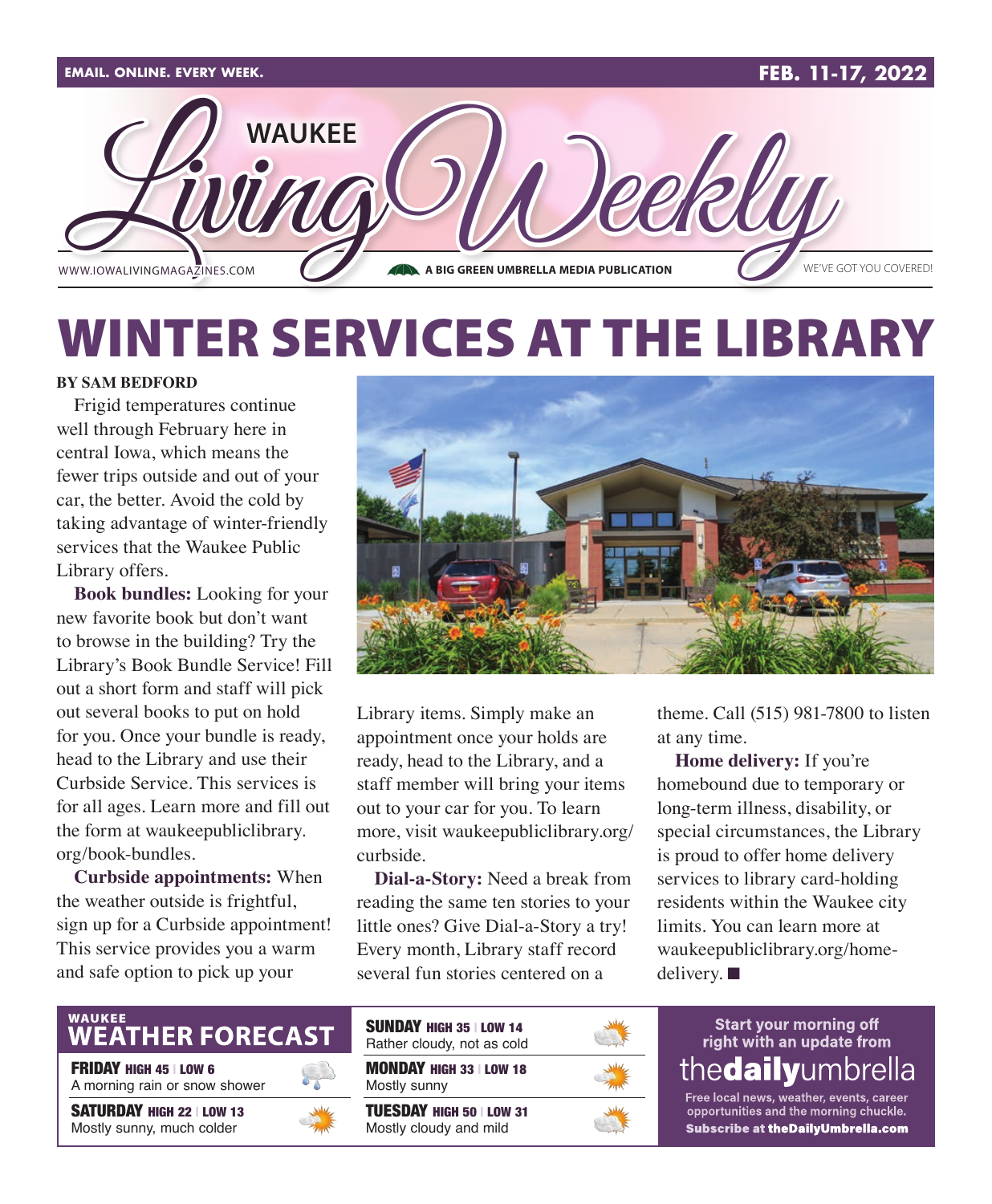EMAIL. ONLINE. EVERY WEEK.

FEB. 11-17, 2022

# WAUKEE Living Weekly

WWW.IOWALIVINGMAGAZINES.COM

A BIG GREEN UMBRELLA MEDIA PUBLICATION

WE'VE GOT YOU COVERED!

# WINTER SERVICES AT THE LIBRARY

**BY SAM BEDFORD**

Frigid temperatures continue well through February here in central Iowa, which means the fewer trips outside and out of your car, the better. Avoid the cold by taking advantage of winter-friendly services that the Waukee Public Library offers.

**Book bundles:** Looking for your new favorite book but don't want to browse in the building? Try the Library's Book Bundle Service! Fill out a short form and staff will pick out several books to put on hold for you. Once your bundle is ready, head to the Library and use their Curbside Service. This services is for all ages. Learn more and fill out the form at waukeepubliclibrary.org/book-bundles.

**Curbside appointments:** When the weather outside is frightful, sign up for a Curbside appointment! This service provides you a warm and safe option to pick up your Library items. Simply make an appointment once your holds are ready, head to the Library, and a staff member will bring your items out to your car for you. To learn more, visit waukeepubliclibrary.org/curbside.

**Dial-a-Story:** Need a break from reading the same ten stories to your little ones? Give Dial-a-Story a try! Every month, Library staff record several fun stories centered on a theme. Call (515) 981-7800 to listen at any time.

**Home delivery:** If you're homebound due to temporary or long-term illness, disability, or special circumstances, the Library is proud to offer home delivery services to library card-holding residents within the Waukee city limits. You can learn more at waukeepubliclibrary.org/home-delivery. ■

## WAUKEE WEATHER FORECAST

**FRIDAY** HIGH 45 | LOW 6
A morning rain or snow shower

**SATURDAY** HIGH 22 | LOW 13
Mostly sunny, much colder

**SUNDAY** HIGH 35 | LOW 14
Rather cloudy, not as cold

**MONDAY** HIGH 33 | LOW 18
Mostly sunny

**TUESDAY** HIGH 50 | LOW 31
Mostly cloudy and mild

Start your morning off right with an update from **thedailyumbrella**

Free local news, weather, events, career opportunities and the morning chuckle.
**Subscribe at theDailyUmbrella.com**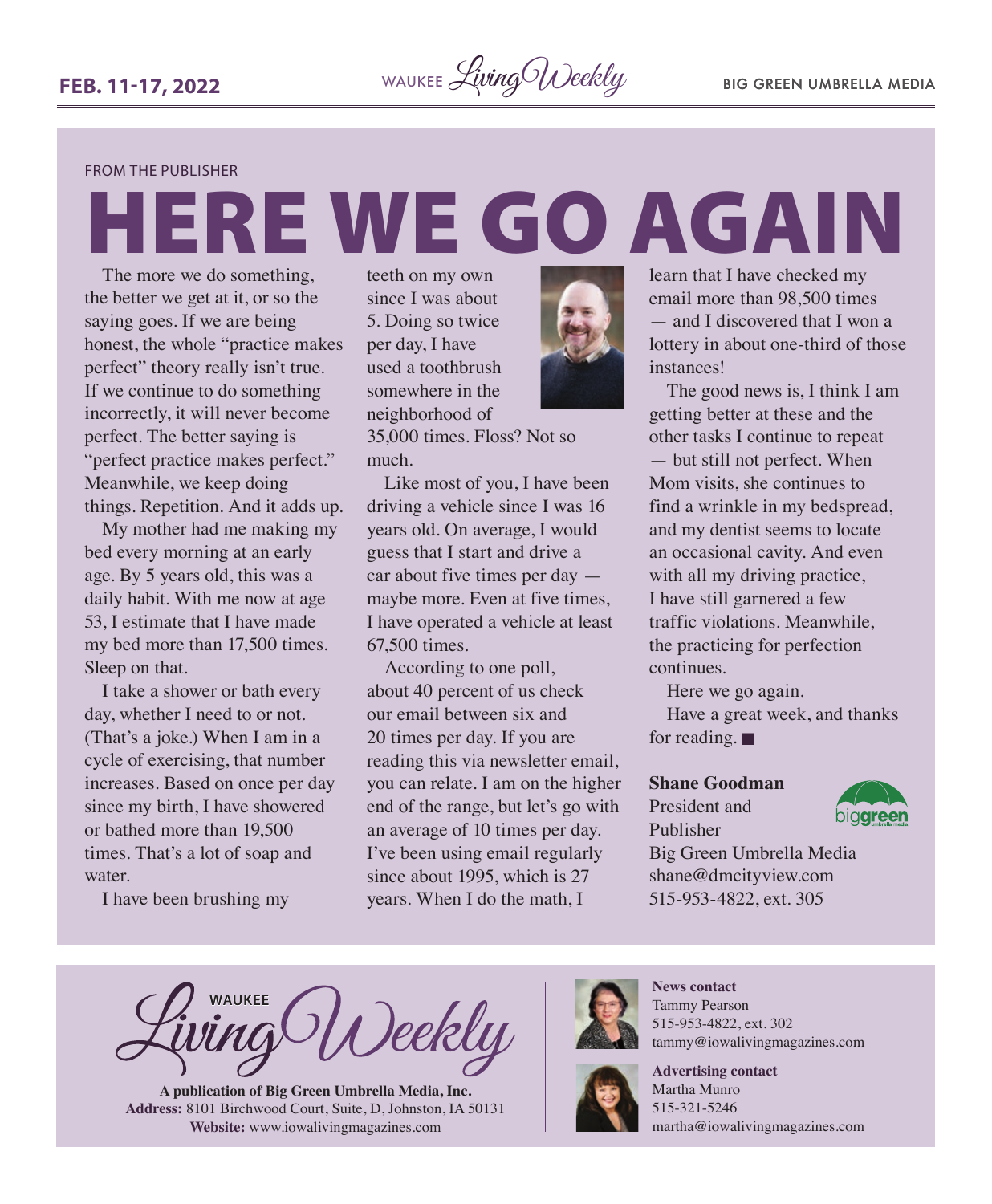FROM THE PUBLISHER

# HERE WE GO AGAIN

The more we do something, the better we get at it, or so the saying goes. If we are being honest, the whole "practice makes perfect" theory really isn't true. If we continue to do something incorrectly, it will never become perfect. The better saying is "perfect practice makes perfect." Meanwhile, we keep doing things. Repetition. And it adds up.

My mother had me making my bed every morning at an early age. By 5 years old, this was a daily habit. With me now at age 53, I estimate that I have made my bed more than 17,500 times. Sleep on that.

I take a shower or bath every day, whether I need to or not. (That's a joke.) When I am in a cycle of exercising, that number increases. Based on once per day since my birth, I have showered or bathed more than 19,500 times. That's a lot of soap and water.

I have been brushing my teeth on my own since I was about 5. Doing so twice per day, I have used a toothbrush somewhere in the neighborhood of 35,000 times. Floss? Not so much.

Like most of you, I have been driving a vehicle since I was 16 years old. On average, I would guess that I start and drive a car about five times per day — maybe more. Even at five times, I have operated a vehicle at least 67,500 times.

According to one poll, about 40 percent of us check our email between six and 20 times per day. If you are reading this via newsletter email, you can relate. I am on the higher end of the range, but let's go with an average of 10 times per day. I've been using email regularly since about 1995, which is 27 years. When I do the math, I learn that I have checked my email more than 98,500 times — and I discovered that I won a lottery in about one-third of those instances!

The good news is, I think I am getting better at these and the other tasks I continue to repeat — but still not perfect. When Mom visits, she continues to find a wrinkle in my bedspread, and my dentist seems to locate an occasional cavity. And even with all my driving practice, I have still garnered a few traffic violations. Meanwhile, the practicing for perfection continues.

Here we go again.

Have a great week, and thanks for reading. ■

**Shane Goodman**
President and Publisher
Big Green Umbrella Media
shane@dmcityview.com
515-953-4822, ext. 305

---

WAUKEE Living Weekly

**A publication of Big Green Umbrella Media, Inc.**
**Address:** 8101 Birchwood Court, Suite, D, Johnston, IA 50131
**Website:** www.iowalivingmagazines.com

**News contact**
Tammy Pearson
515-953-4822, ext. 302
tammy@iowalivingmagazines.com

**Advertising contact**
Martha Munro
515-321-5246
martha@iowalivingmagazines.com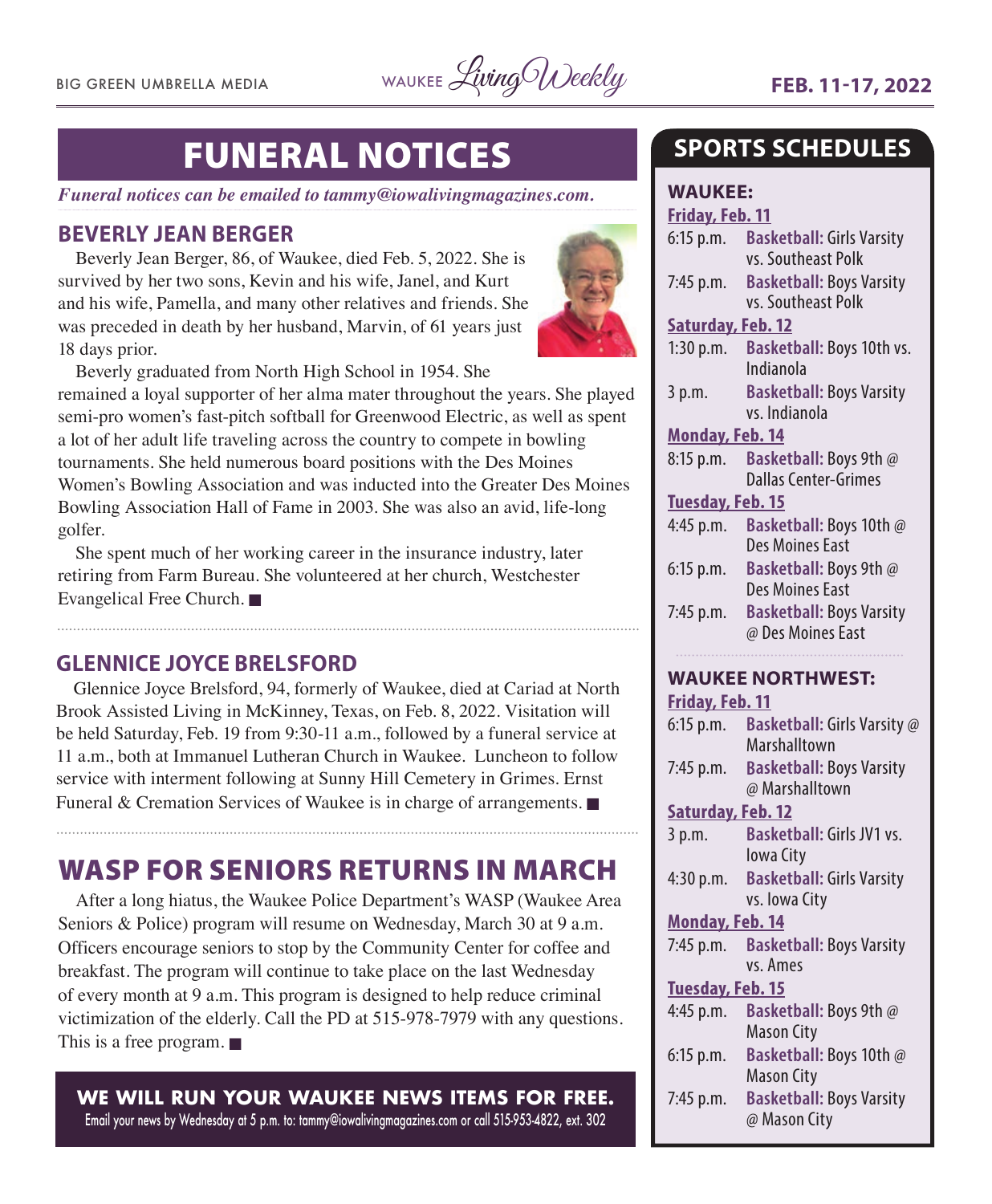# FUNERAL NOTICES

*Funeral notices can be emailed to tammy@iowalivingmagazines.com.*

## BEVERLY JEAN BERGER

Beverly Jean Berger, 86, of Waukee, died Feb. 5, 2022. She is survived by her two sons, Kevin and his wife, Janel, and Kurt and his wife, Pamella, and many other relatives and friends. She was preceded in death by her husband, Marvin, of 61 years just 18 days prior.

Beverly graduated from North High School in 1954. She remained a loyal supporter of her alma mater throughout the years. She played semi-pro women's fast-pitch softball for Greenwood Electric, as well as spent a lot of her adult life traveling across the country to compete in bowling tournaments. She held numerous board positions with the Des Moines Women's Bowling Association and was inducted into the Greater Des Moines Bowling Association Hall of Fame in 2003. She was also an avid, life-long golfer.

She spent much of her working career in the insurance industry, later retiring from Farm Bureau. She volunteered at her church, Westchester Evangelical Free Church. ■

## GLENNICE JOYCE BRELSFORD

Glennice Joyce Brelsford, 94, formerly of Waukee, died at Cariad at North Brook Assisted Living in McKinney, Texas, on Feb. 8, 2022. Visitation will be held Saturday, Feb. 19 from 9:30-11 a.m., followed by a funeral service at 11 a.m., both at Immanuel Lutheran Church in Waukee. Luncheon to follow service with interment following at Sunny Hill Cemetery in Grimes. Ernst Funeral & Cremation Services of Waukee is in charge of arrangements. ■

# WASP FOR SENIORS RETURNS IN MARCH

After a long hiatus, the Waukee Police Department's WASP (Waukee Area Seniors & Police) program will resume on Wednesday, March 30 at 9 a.m. Officers encourage seniors to stop by the Community Center for coffee and breakfast. The program will continue to take place on the last Wednesday of every month at 9 a.m. This program is designed to help reduce criminal victimization of the elderly. Call the PD at 515-978-7979 with any questions. This is a free program. ■

**WE WILL RUN YOUR WAUKEE NEWS ITEMS FOR FREE.**
Email your news by Wednesday at 5 p.m. to: tammy@iowalivingmagazines.com or call 515-953-4822, ext. 302

# SPORTS SCHEDULES

## WAUKEE:

**Friday, Feb. 11**
- 6:15 p.m. **Basketball:** Girls Varsity vs. Southeast Polk
- 7:45 p.m. **Basketball:** Boys Varsity vs. Southeast Polk

**Saturday, Feb. 12**
- 1:30 p.m. **Basketball:** Boys 10th vs. Indianola
- 3 p.m. **Basketball:** Boys Varsity vs. Indianola

**Monday, Feb. 14**
- 8:15 p.m. **Basketball:** Boys 9th @ Dallas Center-Grimes

**Tuesday, Feb. 15**
- 4:45 p.m. **Basketball:** Boys 10th @ Des Moines East
- 6:15 p.m. **Basketball:** Boys 9th @ Des Moines East
- 7:45 p.m. **Basketball:** Boys Varsity @ Des Moines East

## WAUKEE NORTHWEST:

**Friday, Feb. 11**
- 6:15 p.m. **Basketball:** Girls Varsity @ Marshalltown
- 7:45 p.m. **Basketball:** Boys Varsity @ Marshalltown

**Saturday, Feb. 12**
- 3 p.m. **Basketball:** Girls JV1 vs. Iowa City
- 4:30 p.m. **Basketball:** Girls Varsity vs. Iowa City

**Monday, Feb. 14**
- 7:45 p.m. **Basketball:** Boys Varsity vs. Ames

**Tuesday, Feb. 15**
- 4:45 p.m. **Basketball:** Boys 9th @ Mason City
- 6:15 p.m. **Basketball:** Boys 10th @ Mason City
- 7:45 p.m. **Basketball:** Boys Varsity @ Mason City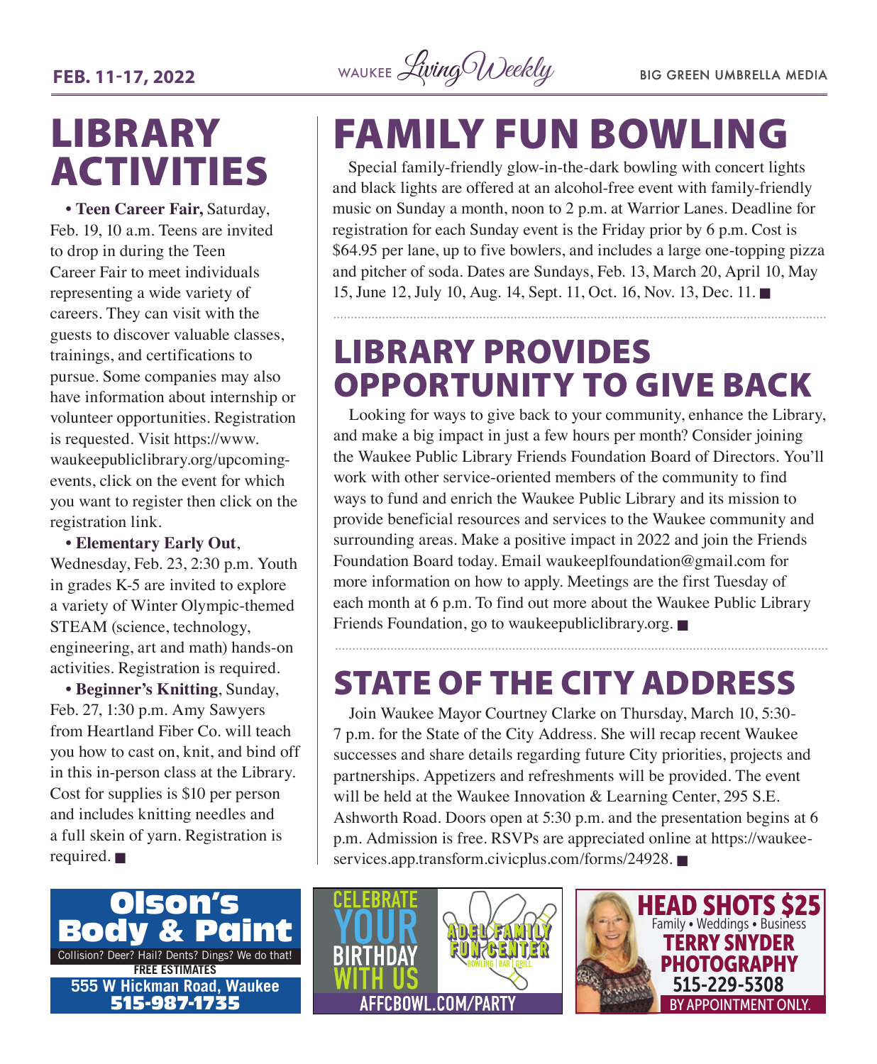# LIBRARY ACTIVITIES

• **Teen Career Fair,** Saturday, Feb. 19, 10 a.m. Teens are invited to drop in during the Teen Career Fair to meet individuals representing a wide variety of careers. They can visit with the guests to discover valuable classes, trainings, and certifications to pursue. Some companies may also have information about internship or volunteer opportunities. Registration is requested. Visit https://www.waukeepubliclibrary.org/upcoming-events, click on the event for which you want to register then click on the registration link.

• **Elementary Early Out**, Wednesday, Feb. 23, 2:30 p.m. Youth in grades K-5 are invited to explore a variety of Winter Olympic-themed STEAM (science, technology, engineering, art and math) hands-on activities. Registration is required.

• **Beginner's Knitting**, Sunday, Feb. 27, 1:30 p.m. Amy Sawyers from Heartland Fiber Co. will teach you how to cast on, knit, and bind off in this in-person class at the Library. Cost for supplies is $10 per person and includes knitting needles and a full skein of yarn. Registration is required. ■

# FAMILY FUN BOWLING

Special family-friendly glow-in-the-dark bowling with concert lights and black lights are offered at an alcohol-free event with family-friendly music on Sunday a month, noon to 2 p.m. at Warrior Lanes. Deadline for registration for each Sunday event is the Friday prior by 6 p.m. Cost is $64.95 per lane, up to five bowlers, and includes a large one-topping pizza and pitcher of soda. Dates are Sundays, Feb. 13, March 20, April 10, May 15, June 12, July 10, Aug. 14, Sept. 11, Oct. 16, Nov. 13, Dec. 11. ■

# LIBRARY PROVIDES OPPORTUNITY TO GIVE BACK

Looking for ways to give back to your community, enhance the Library, and make a big impact in just a few hours per month? Consider joining the Waukee Public Library Friends Foundation Board of Directors. You'll work with other service-oriented members of the community to find ways to fund and enrich the Waukee Public Library and its mission to provide beneficial resources and services to the Waukee community and surrounding areas. Make a positive impact in 2022 and join the Friends Foundation Board today. Email waukeeplfoundation@gmail.com for more information on how to apply. Meetings are the first Tuesday of each month at 6 p.m. To find out more about the Waukee Public Library Friends Foundation, go to waukeepubliclibrary.org. ■

# STATE OF THE CITY ADDRESS

Join Waukee Mayor Courtney Clarke on Thursday, March 10, 5:30-7 p.m. for the State of the City Address. She will recap recent Waukee successes and share details regarding future City priorities, projects and partnerships. Appetizers and refreshments will be provided. The event will be held at the Waukee Innovation & Learning Center, 295 S.E. Ashworth Road. Doors open at 5:30 p.m. and the presentation begins at 6 p.m. Admission is free. RSVPs are appreciated online at https://waukee-services.app.transform.civicplus.com/forms/24928. ■

**Olson's Body & Paint**
Collision? Deer? Hail? Dents? Dings? We do that!
FREE ESTIMATES
555 W Hickman Road, Waukee
515-987-1735

CELEBRATE YOUR BIRTHDAY WITH US
ADEL FAMILY FUN CENTER
BOWLING | BAR | GRILL
AFFCBOWL.COM/PARTY

HEAD SHOTS $25
Family • Weddings • Business
TERRY SNYDER PHOTOGRAPHY
515-229-5308
BY APPOINTMENT ONLY.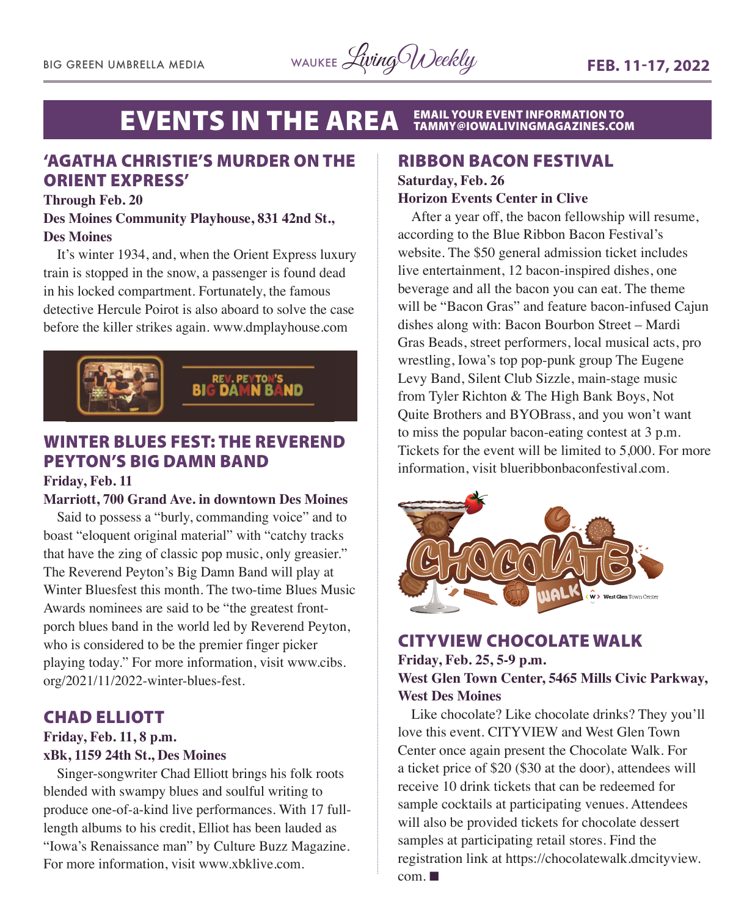# EVENTS IN THE AREA

**EMAIL YOUR EVENT INFORMATION TO TAMMY@IOWALIVINGMAGAZINES.COM**

## 'AGATHA CHRISTIE'S MURDER ON THE ORIENT EXPRESS'

**Through Feb. 20**
**Des Moines Community Playhouse, 831 42nd St., Des Moines**

It's winter 1934, and, when the Orient Express luxury train is stopped in the snow, a passenger is found dead in his locked compartment. Fortunately, the famous detective Hercule Poirot is also aboard to solve the case before the killer strikes again. www.dmplayhouse.com

## WINTER BLUES FEST: THE REVEREND PEYTON'S BIG DAMN BAND

**Friday, Feb. 11**
**Marriott, 700 Grand Ave. in downtown Des Moines**

Said to possess a "burly, commanding voice" and to boast "eloquent original material" with "catchy tracks that have the zing of classic pop music, only greasier." The Reverend Peyton's Big Damn Band will play at Winter Bluesfest this month. The two-time Blues Music Awards nominees are said to be "the greatest front-porch blues band in the world led by Reverend Peyton, who is considered to be the premier finger picker playing today." For more information, visit www.cibs.org/2021/11/2022-winter-blues-fest.

## CHAD ELLIOTT

**Friday, Feb. 11, 8 p.m.**
**xBk, 1159 24th St., Des Moines**

Singer-songwriter Chad Elliott brings his folk roots blended with swampy blues and soulful writing to produce one-of-a-kind live performances. With 17 full-length albums to his credit, Elliot has been lauded as "Iowa's Renaissance man" by Culture Buzz Magazine. For more information, visit www.xbklive.com.

## RIBBON BACON FESTIVAL

**Saturday, Feb. 26**
**Horizon Events Center in Clive**

After a year off, the bacon fellowship will resume, according to the Blue Ribbon Bacon Festival's website. The $50 general admission ticket includes live entertainment, 12 bacon-inspired dishes, one beverage and all the bacon you can eat. The theme will be "Bacon Gras" and feature bacon-infused Cajun dishes along with: Bacon Bourbon Street – Mardi Gras Beads, street performers, local musical acts, pro wrestling, Iowa's top pop-punk group The Eugene Levy Band, Silent Club Sizzle, main-stage music from Tyler Richton & The High Bank Boys, Not Quite Brothers and BYOBrass, and you won't want to miss the popular bacon-eating contest at 3 p.m. Tickets for the event will be limited to 5,000. For more information, visit blueribbonbaconfestival.com.

## CITYVIEW CHOCOLATE WALK

**Friday, Feb. 25, 5-9 p.m.**
**West Glen Town Center, 5465 Mills Civic Parkway, West Des Moines**

Like chocolate? Like chocolate drinks? They you'll love this event. CITYVIEW and West Glen Town Center once again present the Chocolate Walk. For a ticket price of $20 ($30 at the door), attendees will receive 10 drink tickets that can be redeemed for sample cocktails at participating venues. Attendees will also be provided tickets for chocolate dessert samples at participating retail stores. Find the registration link at https://chocolatewalk.dmcityview.com. ■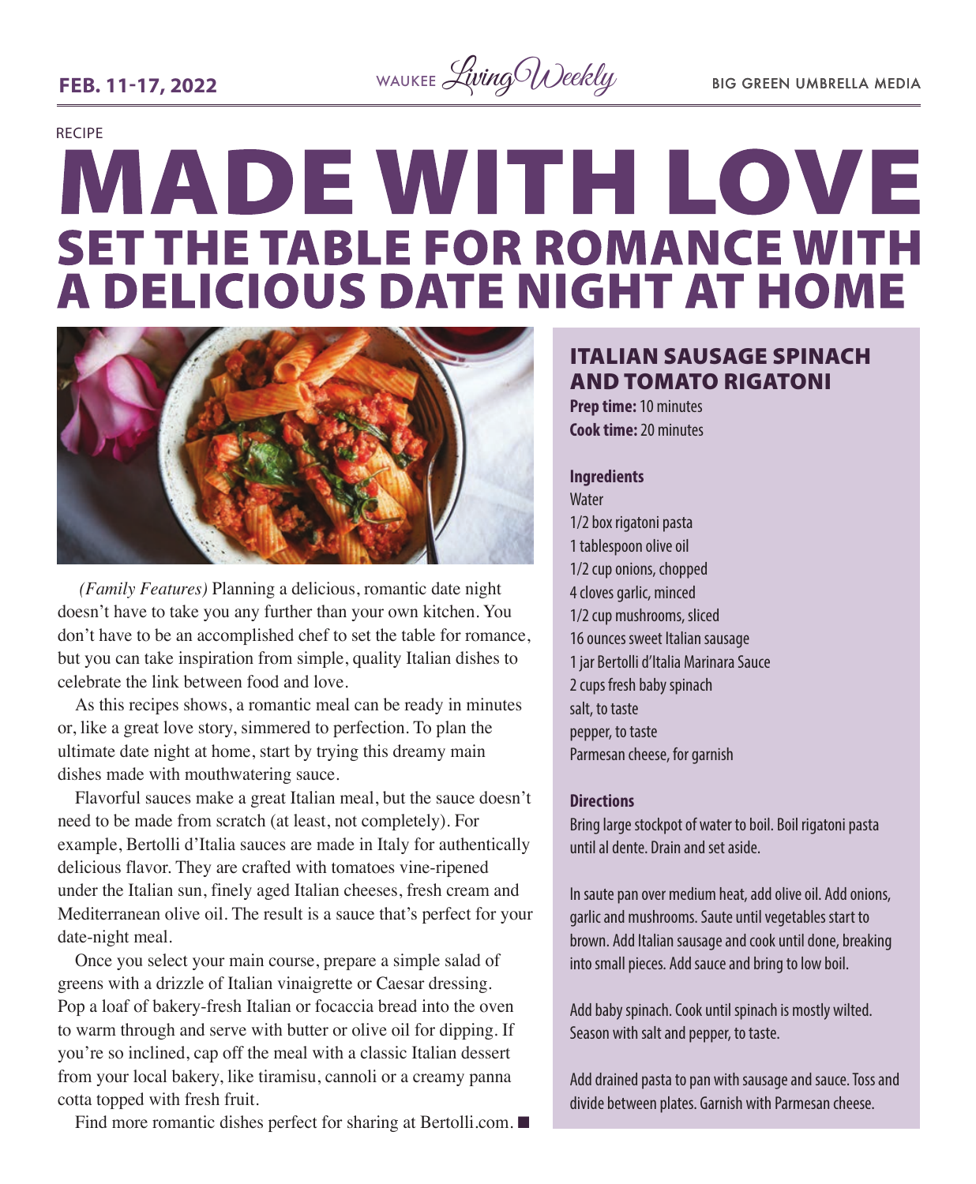RECIPE

# MADE WITH LOVE

## SET THE TABLE FOR ROMANCE WITH A DELICIOUS DATE NIGHT AT HOME

*(Family Features)* Planning a delicious, romantic date night doesn't have to take you any further than your own kitchen. You don't have to be an accomplished chef to set the table for romance, but you can take inspiration from simple, quality Italian dishes to celebrate the link between food and love.

As this recipes shows, a romantic meal can be ready in minutes or, like a great love story, simmered to perfection. To plan the ultimate date night at home, start by trying this dreamy main dishes made with mouthwatering sauce.

Flavorful sauces make a great Italian meal, but the sauce doesn't need to be made from scratch (at least, not completely). For example, Bertolli d'Italia sauces are made in Italy for authentically delicious flavor. They are crafted with tomatoes vine-ripened under the Italian sun, finely aged Italian cheeses, fresh cream and Mediterranean olive oil. The result is a sauce that's perfect for your date-night meal.

Once you select your main course, prepare a simple salad of greens with a drizzle of Italian vinaigrette or Caesar dressing. Pop a loaf of bakery-fresh Italian or focaccia bread into the oven to warm through and serve with butter or olive oil for dipping. If you're so inclined, cap off the meal with a classic Italian dessert from your local bakery, like tiramisu, cannoli or a creamy panna cotta topped with fresh fruit.

Find more romantic dishes perfect for sharing at Bertolli.com. ■

### ITALIAN SAUSAGE SPINACH AND TOMATO RIGATONI

**Prep time:** 10 minutes
**Cook time:** 20 minutes

**Ingredients**

Water
1/2 box rigatoni pasta
1 tablespoon olive oil
1/2 cup onions, chopped
4 cloves garlic, minced
1/2 cup mushrooms, sliced
16 ounces sweet Italian sausage
1 jar Bertolli d'Italia Marinara Sauce
2 cups fresh baby spinach
salt, to taste
pepper, to taste
Parmesan cheese, for garnish

**Directions**

Bring large stockpot of water to boil. Boil rigatoni pasta until al dente. Drain and set aside.

In saute pan over medium heat, add olive oil. Add onions, garlic and mushrooms. Saute until vegetables start to brown. Add Italian sausage and cook until done, breaking into small pieces. Add sauce and bring to low boil.

Add baby spinach. Cook until spinach is mostly wilted. Season with salt and pepper, to taste.

Add drained pasta to pan with sausage and sauce. Toss and divide between plates. Garnish with Parmesan cheese.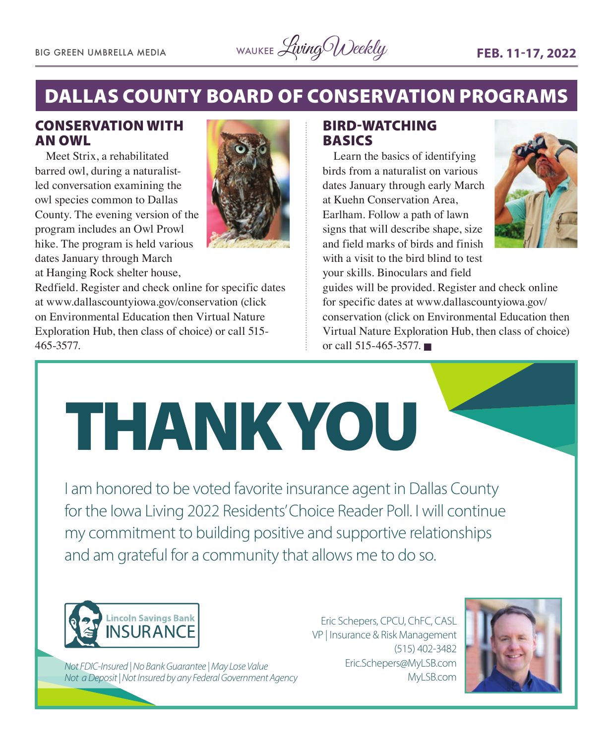# DALLAS COUNTY BOARD OF CONSERVATION PROGRAMS

## CONSERVATION WITH AN OWL

Meet Strix, a rehabilitated barred owl, during a naturalist-led conversation examining the owl species common to Dallas County. The evening version of the program includes an Owl Prowl hike. The program is held various dates January through March at Hanging Rock shelter house, Redfield. Register and check online for specific dates at www.dallascountyiowa.gov/conservation (click on Environmental Education then Virtual Nature Exploration Hub, then class of choice) or call 515-465-3577.

## BIRD-WATCHING BASICS

Learn the basics of identifying birds from a naturalist on various dates January through early March at Kuehn Conservation Area, Earlham. Follow a path of lawn signs that will describe shape, size and field marks of birds and finish with a visit to the bird blind to test your skills. Binoculars and field guides will be provided. Register and check online for specific dates at www.dallascountyiowa.gov/conservation (click on Environmental Education then Virtual Nature Exploration Hub, then class of choice) or call 515-465-3577. ■

# THANK YOU

I am honored to be voted favorite insurance agent in Dallas County for the Iowa Living 2022 Residents' Choice Reader Poll. I will continue my commitment to building positive and supportive relationships and am grateful for a community that allows me to do so.

Lincoln Savings Bank INSURANCE

*Not FDIC-Insured | No Bank Guarantee | May Lose Value*
*Not a Deposit | Not Insured by any Federal Government Agency*

Eric Schepers, CPCU, ChFC, CASL
VP | Insurance & Risk Management
(515) 402-3482
Eric.Schepers@MyLSB.com
MyLSB.com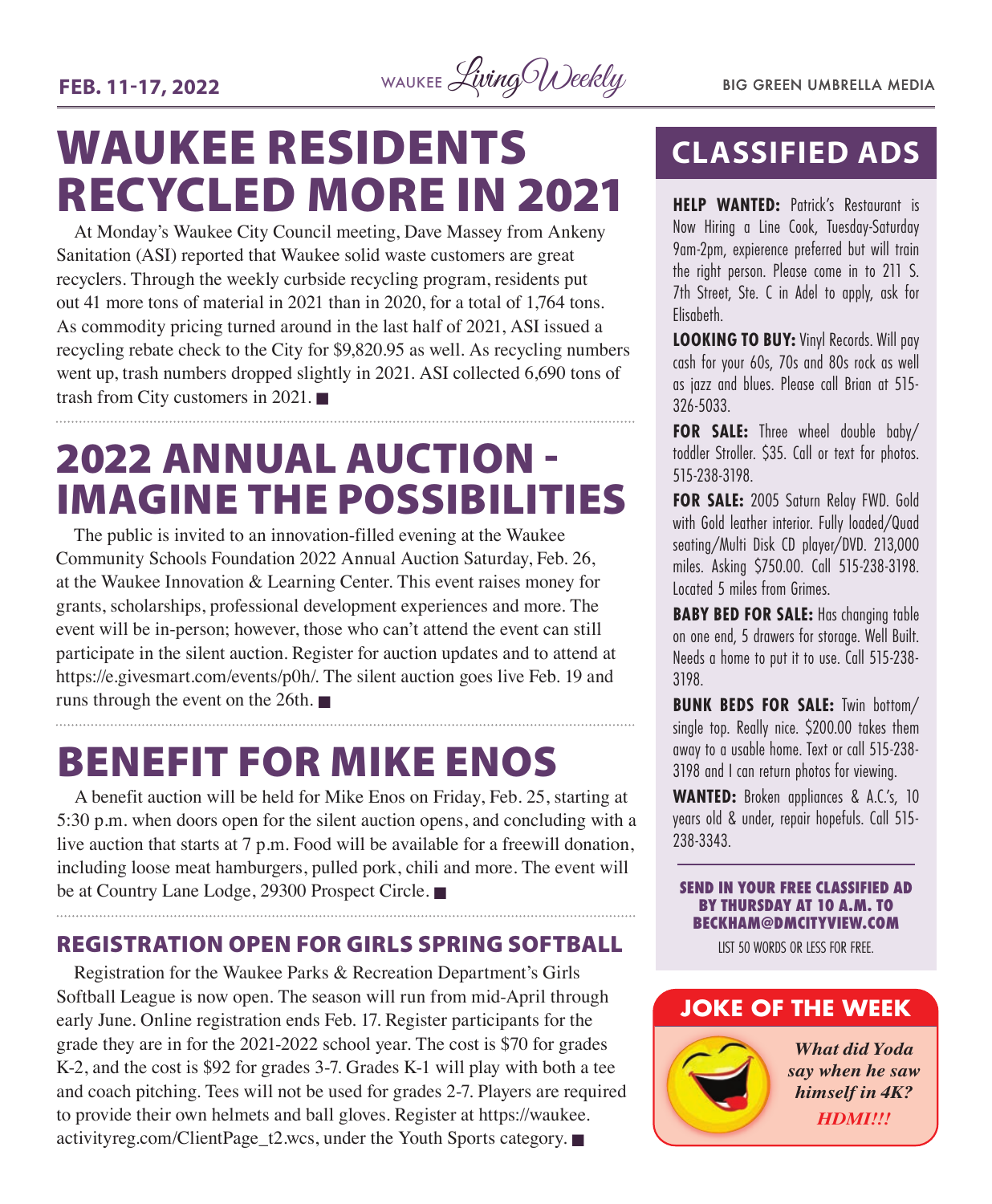# WAUKEE RESIDENTS RECYCLED MORE IN 2021

At Monday's Waukee City Council meeting, Dave Massey from Ankeny Sanitation (ASI) reported that Waukee solid waste customers are great recyclers. Through the weekly curbside recycling program, residents put out 41 more tons of material in 2021 than in 2020, for a total of 1,764 tons. As commodity pricing turned around in the last half of 2021, ASI issued a recycling rebate check to the City for $9,820.95 as well. As recycling numbers went up, trash numbers dropped slightly in 2021. ASI collected 6,690 tons of trash from City customers in 2021. ■

# 2022 ANNUAL AUCTION - IMAGINE THE POSSIBILITIES

The public is invited to an innovation-filled evening at the Waukee Community Schools Foundation 2022 Annual Auction Saturday, Feb. 26, at the Waukee Innovation & Learning Center. This event raises money for grants, scholarships, professional development experiences and more. The event will be in-person; however, those who can't attend the event can still participate in the silent auction. Register for auction updates and to attend at https://e.givesmart.com/events/p0h/. The silent auction goes live Feb. 19 and runs through the event on the 26th. ■

# BENEFIT FOR MIKE ENOS

A benefit auction will be held for Mike Enos on Friday, Feb. 25, starting at 5:30 p.m. when doors open for the silent auction opens, and concluding with a live auction that starts at 7 p.m. Food will be available for a freewill donation, including loose meat hamburgers, pulled pork, chili and more. The event will be at Country Lane Lodge, 29300 Prospect Circle. ■

## REGISTRATION OPEN FOR GIRLS SPRING SOFTBALL

Registration for the Waukee Parks & Recreation Department's Girls Softball League is now open. The season will run from mid-April through early June. Online registration ends Feb. 17. Register participants for the grade they are in for the 2021-2022 school year. The cost is $70 for grades K-2, and the cost is $92 for grades 3-7. Grades K-1 will play with both a tee and coach pitching. Tees will not be used for grades 2-7. Players are required to provide their own helmets and ball gloves. Register at https://waukee.activityreg.com/ClientPage_t2.wcs, under the Youth Sports category. ■

## CLASSIFIED ADS

**HELP WANTED:** Patrick's Restaurant is Now Hiring a Line Cook, Tuesday-Saturday 9am-2pm, expierence preferred but will train the right person. Please come in to 211 S. 7th Street, Ste. C in Adel to apply, ask for Elisabeth.

**LOOKING TO BUY:** Vinyl Records. Will pay cash for your 60s, 70s and 80s rock as well as jazz and blues. Please call Brian at 515-326-5033.

**FOR SALE:** Three wheel double baby/toddler Stroller. $35. Call or text for photos. 515-238-3198.

**FOR SALE:** 2005 Saturn Relay FWD. Gold with Gold leather interior. Fully loaded/Quad seating/Multi Disk CD player/DVD. 213,000 miles. Asking $750.00. Call 515-238-3198. Located 5 miles from Grimes.

**BABY BED FOR SALE:** Has changing table on one end, 5 drawers for storage. Well Built. Needs a home to put it to use. Call 515-238-3198.

**BUNK BEDS FOR SALE:** Twin bottom/single top. Really nice. $200.00 takes them away to a usable home. Text or call 515-238-3198 and I can return photos for viewing.

**WANTED:** Broken appliances & A.C.'s, 10 years old & under, repair hopefuls. Call 515-238-3343.

**SEND IN YOUR FREE CLASSIFIED AD BY THURSDAY AT 10 A.M. TO BECKHAM@DMCITYVIEW.COM**

LIST 50 WORDS OR LESS FOR FREE.

## JOKE OF THE WEEK

*What did Yoda say when he saw himself in 4K?*

*HDMI!!!*